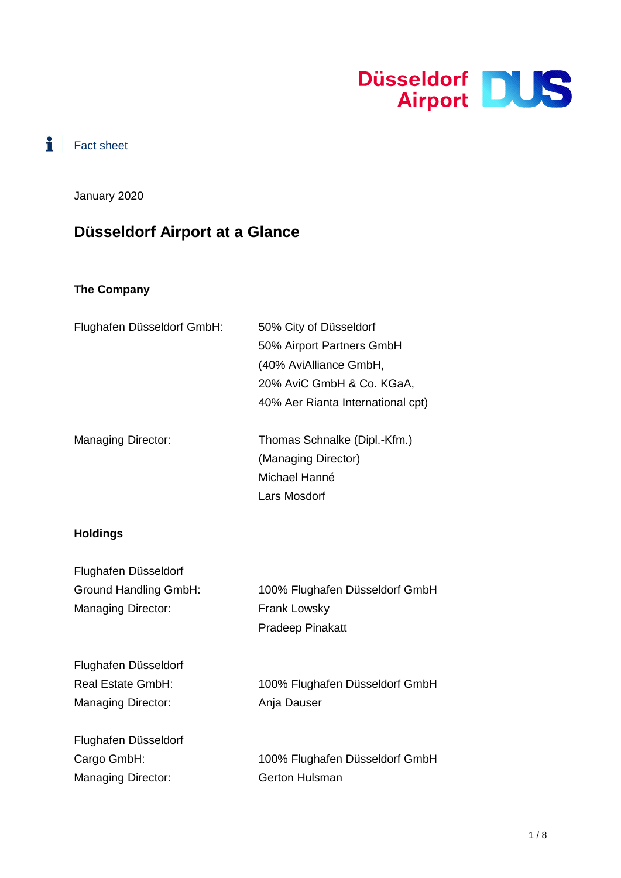Düsseldorf Airport

Fact sheet

January 2020

# Düsseldorf Airport at a Glance

## The Company

| | |
|---|---|
| Flughafen Düsseldorf GmbH: | 50% City of Düsseldorf<br>50% Airport Partners GmbH<br>(40% AviAlliance GmbH,<br>20% AviC GmbH & Co. KGaA,<br>40% Aer Rianta International cpt) |
| Managing Director: | Thomas Schnalke (Dipl.-Kfm.)<br>(Managing Director)<br>Michael Hanné<br>Lars Mosdorf |

## Holdings

| | |
|---|---|
| Flughafen Düsseldorf Ground Handling GmbH: | 100% Flughafen Düsseldorf GmbH |
| Managing Director: | Frank Lowsky<br>Pradeep Pinakatt |
| Flughafen Düsseldorf Real Estate GmbH: | 100% Flughafen Düsseldorf GmbH |
| Managing Director: | Anja Dauser |
| Flughafen Düsseldorf Cargo GmbH: | 100% Flughafen Düsseldorf GmbH |
| Managing Director: | Gerton Hulsman |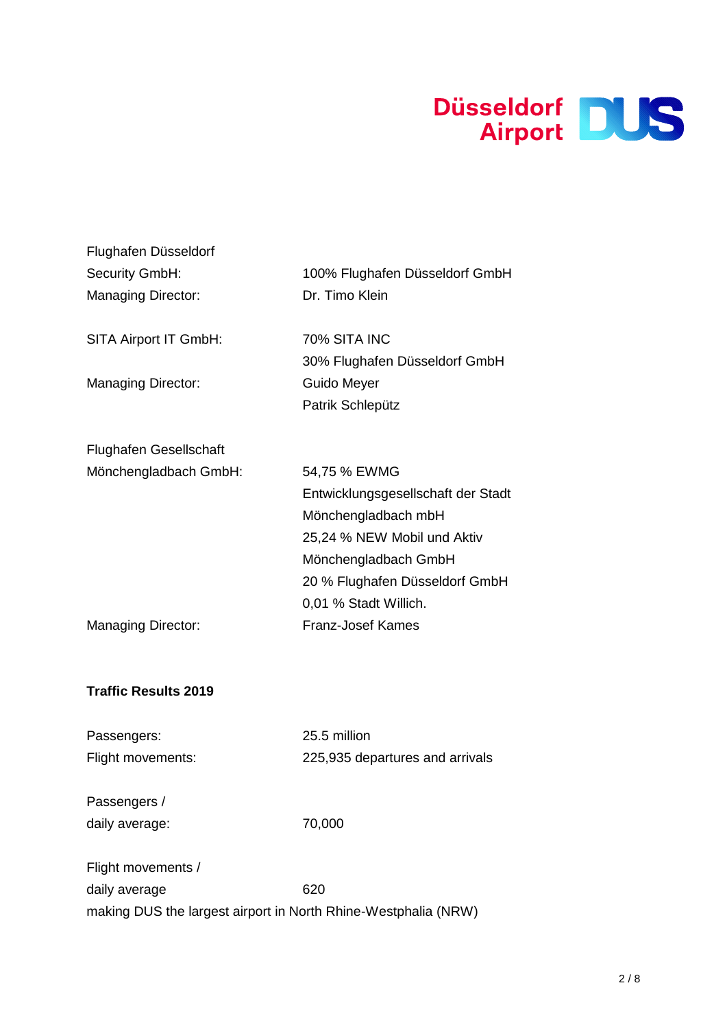| | |
|---|---|
| Flughafen Düsseldorf Security GmbH: | 100% Flughafen Düsseldorf GmbH |
| Managing Director: | Dr. Timo Klein |
| | |
| SITA Airport IT GmbH: | 70% SITA INC<br>30% Flughafen Düsseldorf GmbH |
| Managing Director: | Guido Meyer<br>Patrik Schlepütz |
| | |
| Flughafen Gesellschaft Mönchengladbach GmbH: | 54,75 % EWMG Entwicklungsgesellschaft der Stadt Mönchengladbach mbH<br>25,24 % NEW Mobil und Aktiv Mönchengladbach GmbH<br>20 % Flughafen Düsseldorf GmbH<br>0,01 % Stadt Willich. |
| Managing Director: | Franz-Josef Kames |

**Traffic Results 2019**

| | |
|---|---|
| Passengers: | 25.5 million |
| Flight movements: | 225,935 departures and arrivals |
| | |
| Passengers / daily average: | 70,000 |
| | |
| Flight movements / daily average | 620 |

making DUS the largest airport in North Rhine-Westphalia (NRW)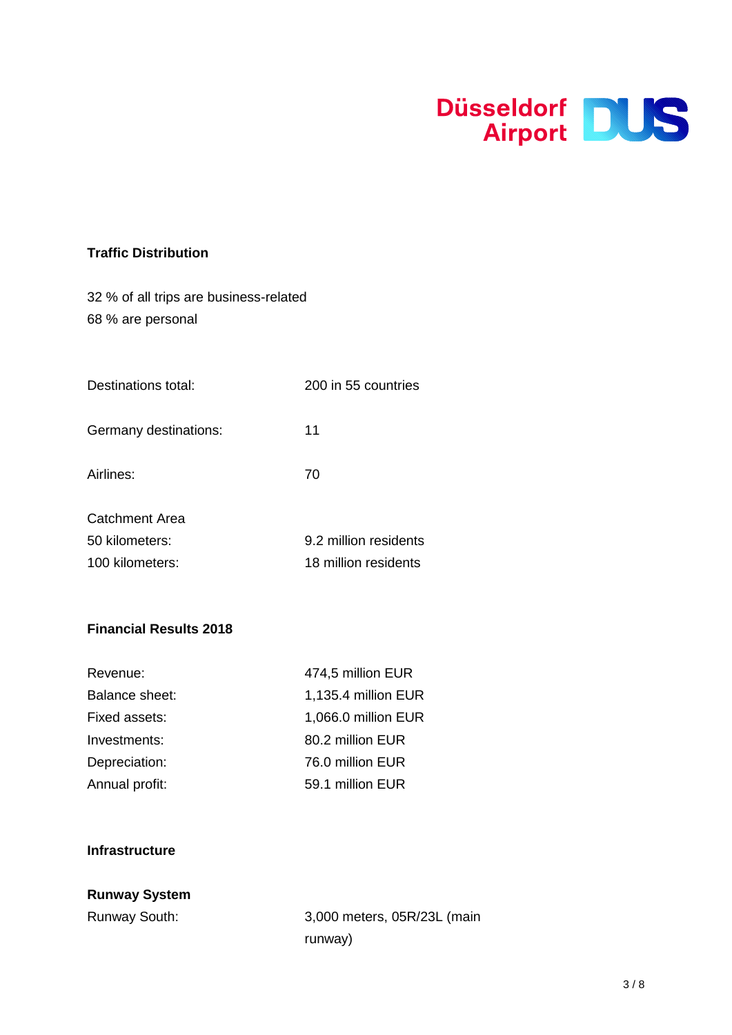## Traffic Distribution

32 % of all trips are business-related
68 % are personal

| | |
|---|---|
| Destinations total: | 200 in 55 countries |
| Germany destinations: | 11 |
| Airlines: | 70 |

Catchment Area

| | |
|---|---|
| 50 kilometers: | 9.2 million residents |
| 100 kilometers: | 18 million residents |

## Financial Results 2018

| | |
|---|---|
| Revenue: | 474,5 million EUR |
| Balance sheet: | 1,135.4 million EUR |
| Fixed assets: | 1,066.0 million EUR |
| Investments: | 80.2 million EUR |
| Depreciation: | 76.0 million EUR |
| Annual profit: | 59.1 million EUR |

## Infrastructure

### Runway System

| | |
|---|---|
| Runway South: | 3,000 meters, 05R/23L (main runway) |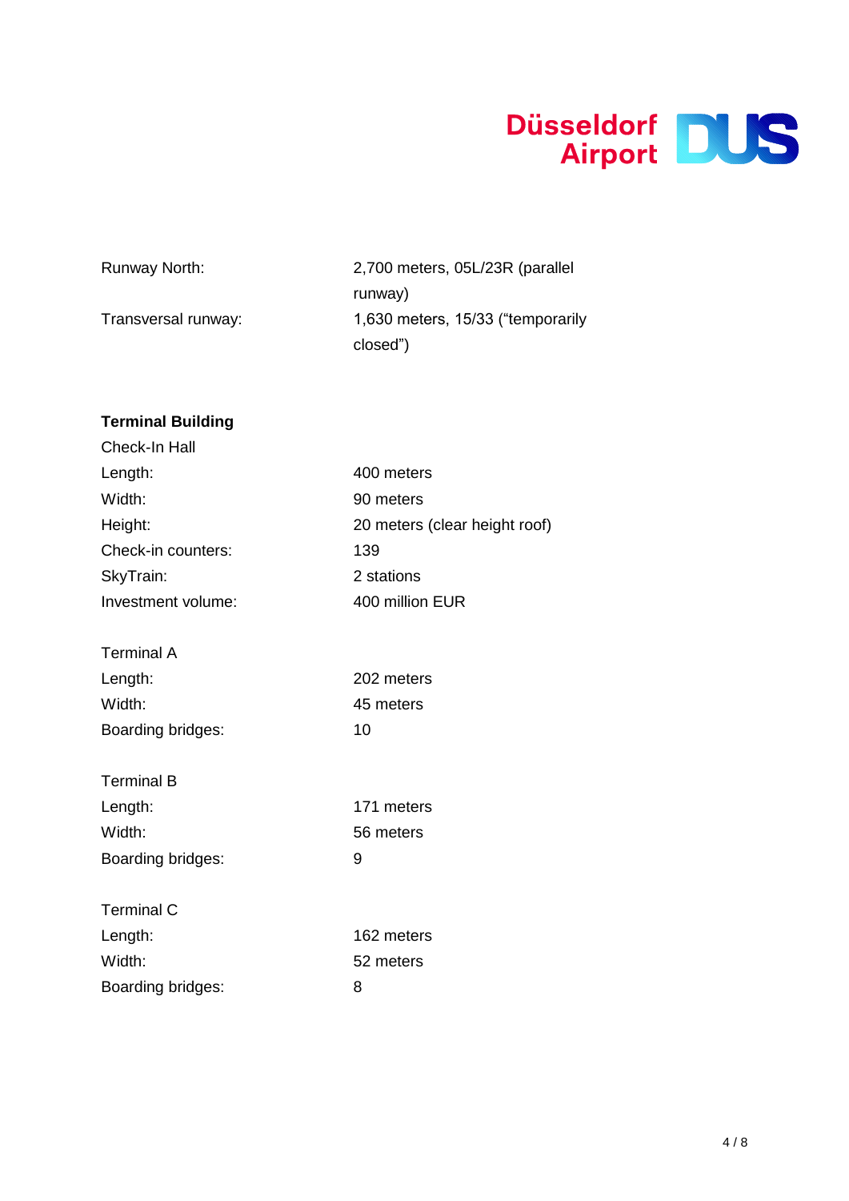| | |
|---|---|
| Runway North: | 2,700 meters, 05L/23R (parallel runway) |
| Transversal runway: | 1,630 meters, 15/33 ("temporarily closed") |

**Terminal Building**

Check-In Hall

| | |
|---|---|
| Length: | 400 meters |
| Width: | 90 meters |
| Height: | 20 meters (clear height roof) |
| Check-in counters: | 139 |
| SkyTrain: | 2 stations |
| Investment volume: | 400 million EUR |

Terminal A

| | |
|---|---|
| Length: | 202 meters |
| Width: | 45 meters |
| Boarding bridges: | 10 |

Terminal B

| | |
|---|---|
| Length: | 171 meters |
| Width: | 56 meters |
| Boarding bridges: | 9 |

Terminal C

| | |
|---|---|
| Length: | 162 meters |
| Width: | 52 meters |
| Boarding bridges: | 8 |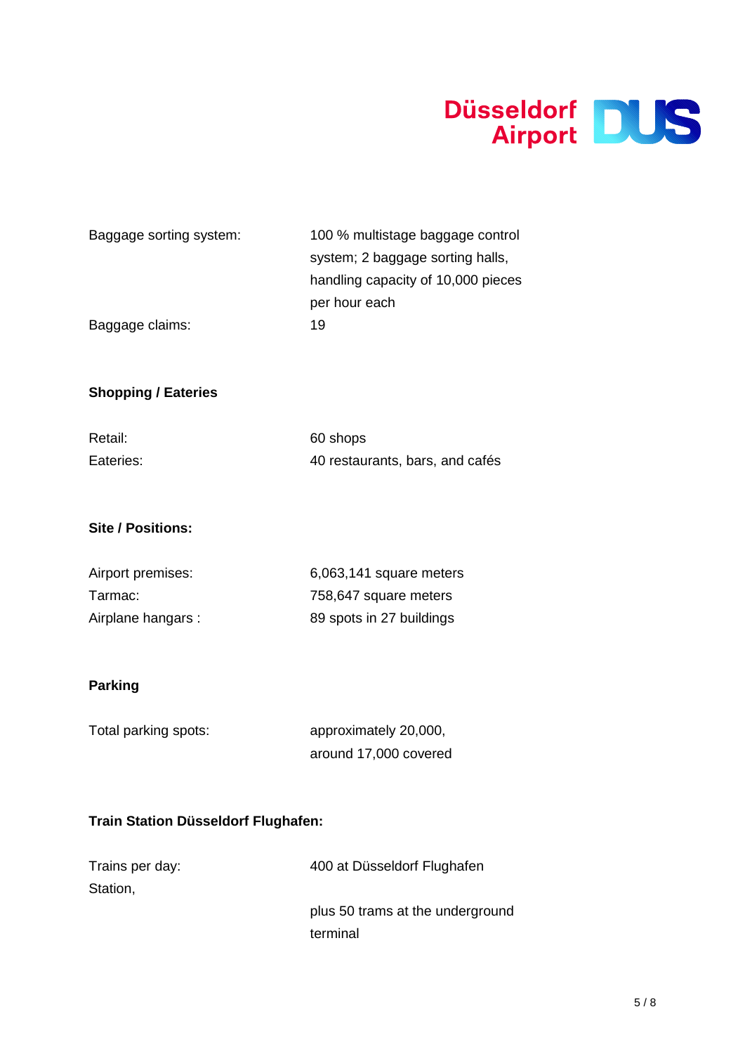Baggage sorting system: 100 % multistage baggage control system; 2 baggage sorting halls, handling capacity of 10,000 pieces per hour each

Baggage claims: 19

**Shopping / Eateries**

Retail: 60 shops

Eateries: 40 restaurants, bars, and cafés

**Site / Positions:**

Airport premises: 6,063,141 square meters

Tarmac: 758,647 square meters

Airplane hangars : 89 spots in 27 buildings

**Parking**

Total parking spots: approximately 20,000, around 17,000 covered

**Train Station Düsseldorf Flughafen:**

Trains per day: 400 at Düsseldorf Flughafen Station,

plus 50 trams at the underground terminal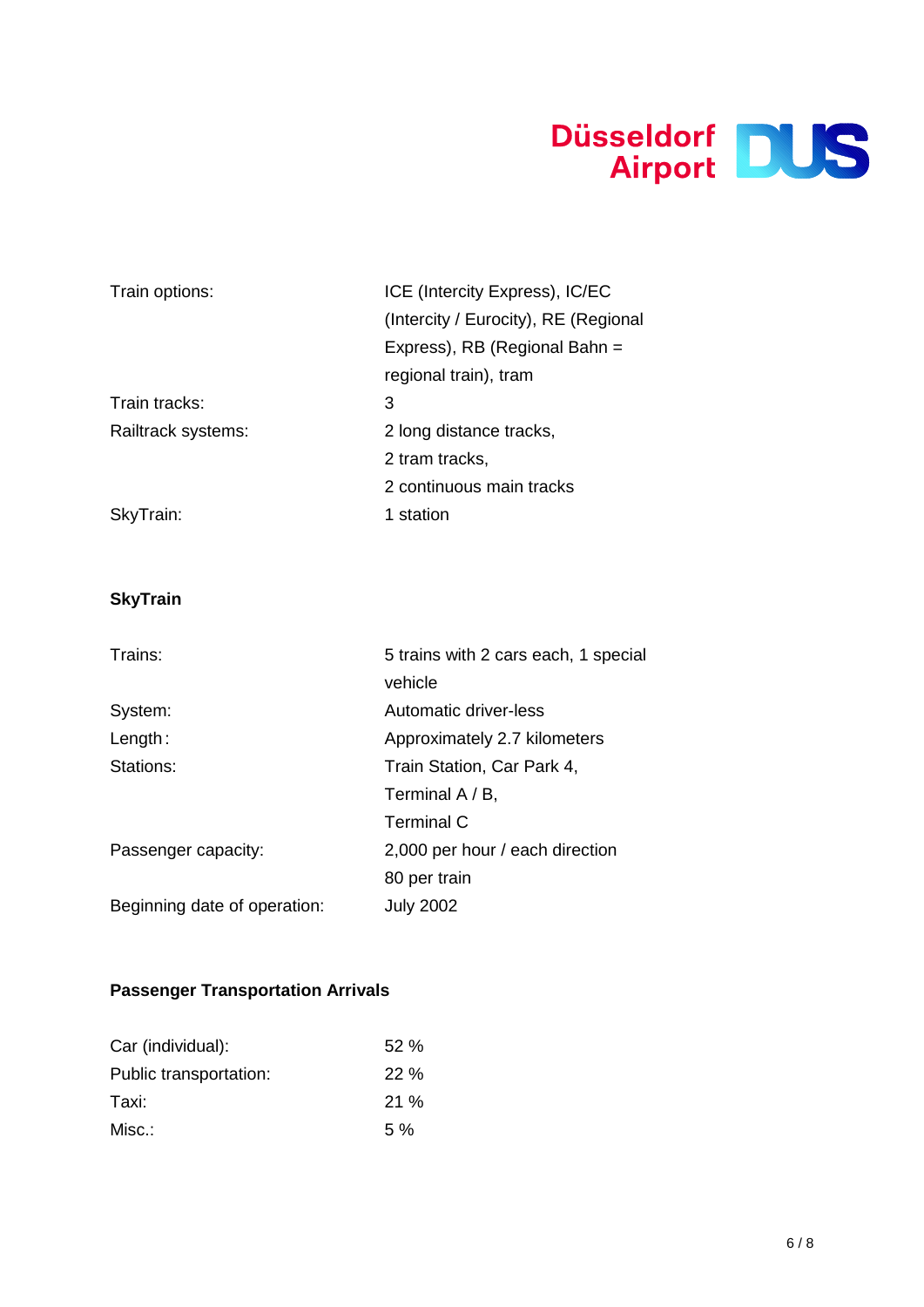| | |
|---|---|
| Train options: | ICE (Intercity Express), IC/EC (Intercity / Eurocity), RE (Regional Express), RB (Regional Bahn = regional train), tram |
| Train tracks: | 3 |
| Railtrack systems: | 2 long distance tracks, 2 tram tracks, 2 continuous main tracks |
| SkyTrain: | 1 station |

**SkyTrain**

| | |
|---|---|
| Trains: | 5 trains with 2 cars each, 1 special vehicle |
| System: | Automatic driver-less |
| Length: | Approximately 2.7 kilometers |
| Stations: | Train Station, Car Park 4, Terminal A / B, Terminal C |
| Passenger capacity: | 2,000 per hour / each direction<br>80 per train |
| Beginning date of operation: | July 2002 |

**Passenger Transportation Arrivals**

| | |
|---|---|
| Car (individual): | 52 % |
| Public transportation: | 22 % |
| Taxi: | 21 % |
| Misc.: | 5 % |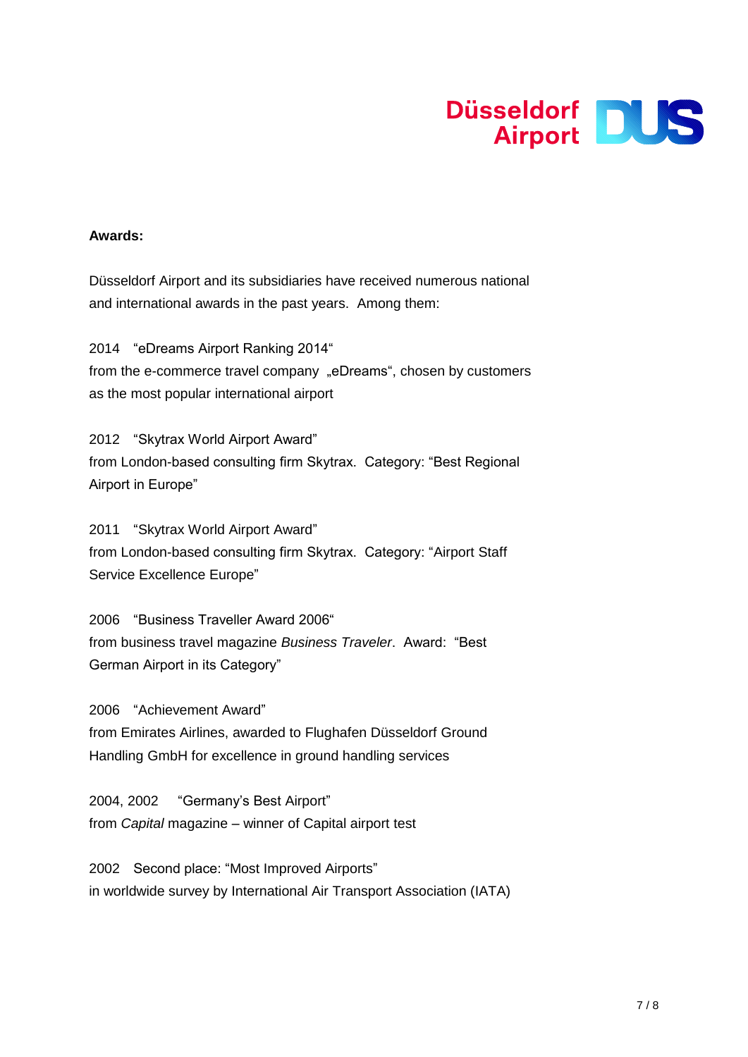**Awards:**

Düsseldorf Airport and its subsidiaries have received numerous national and international awards in the past years. Among them:

2014 "eDreams Airport Ranking 2014"
from the e-commerce travel company „eDreams", chosen by customers as the most popular international airport

2012 "Skytrax World Airport Award"
from London-based consulting firm Skytrax. Category: "Best Regional Airport in Europe"

2011 "Skytrax World Airport Award"
from London-based consulting firm Skytrax. Category: "Airport Staff Service Excellence Europe"

2006 "Business Traveller Award 2006"
from business travel magazine *Business Traveler*. Award: "Best German Airport in its Category"

2006 "Achievement Award"
from Emirates Airlines, awarded to Flughafen Düsseldorf Ground Handling GmbH for excellence in ground handling services

2004, 2002 "Germany's Best Airport"
from *Capital* magazine – winner of Capital airport test

2002 Second place: "Most Improved Airports"
in worldwide survey by International Air Transport Association (IATA)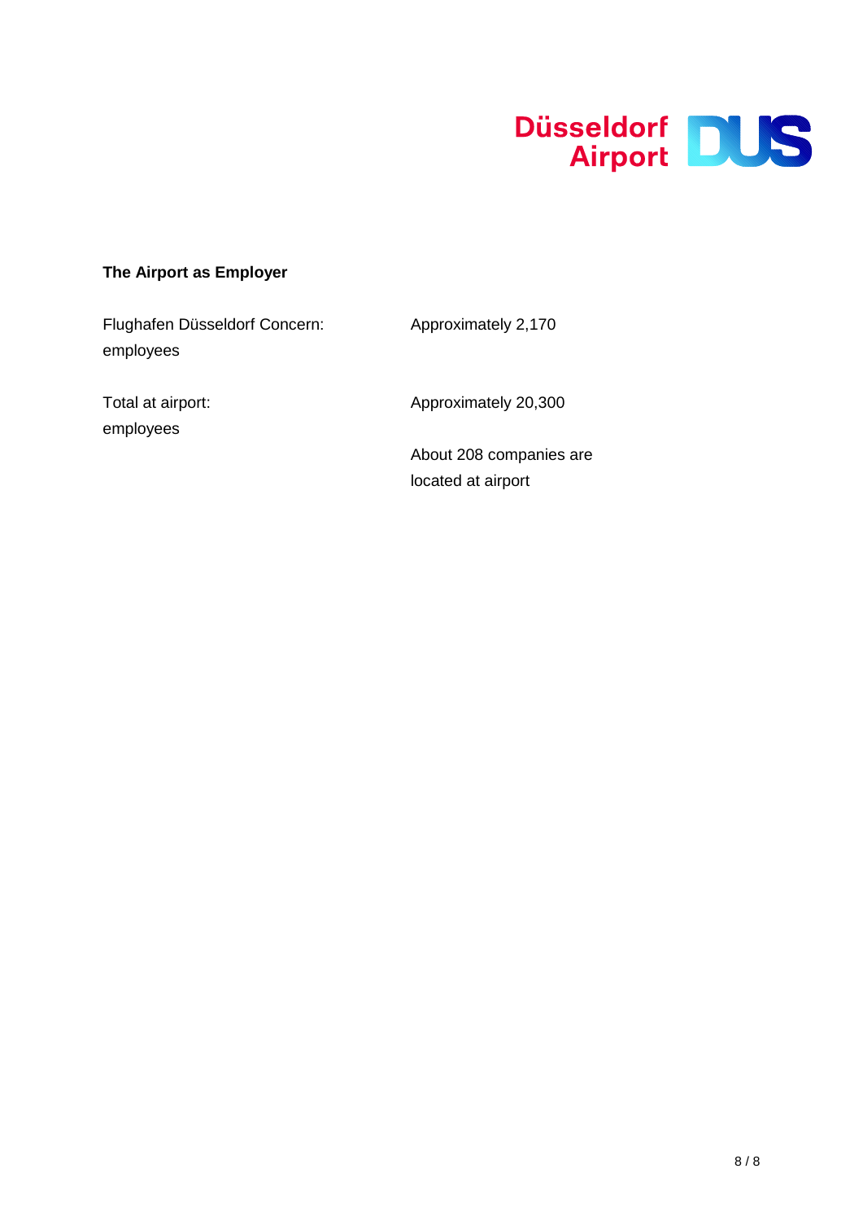## The Airport as Employer

| | |
|---|---|
| Flughafen Düsseldorf Concern: employees | Approximately 2,170 |
| Total at airport: employees | Approximately 20,300 |
| | About 208 companies are located at airport |